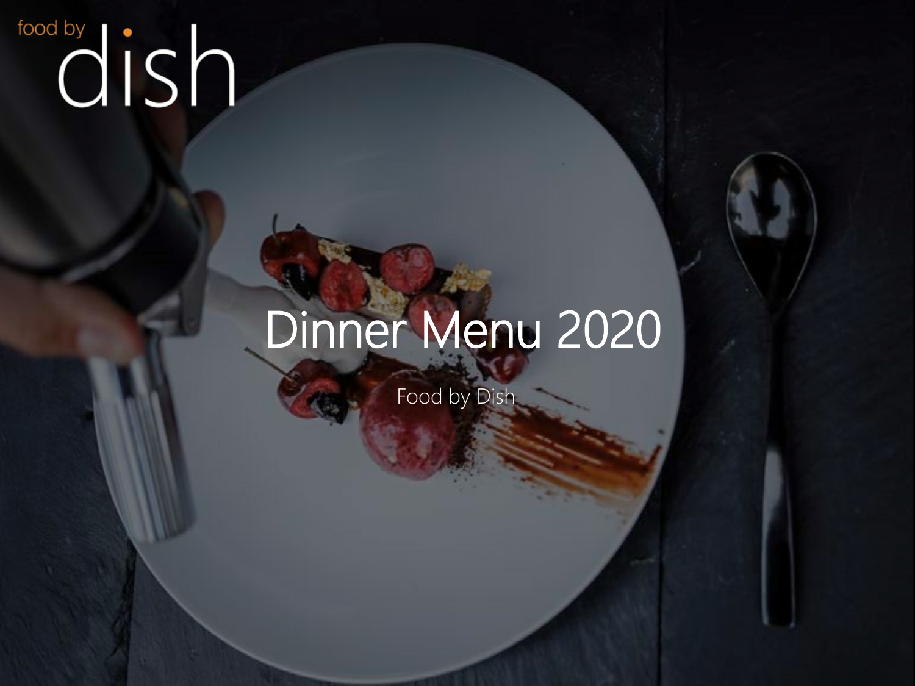food by dish

# Dinner Menu 2020

Food by Dish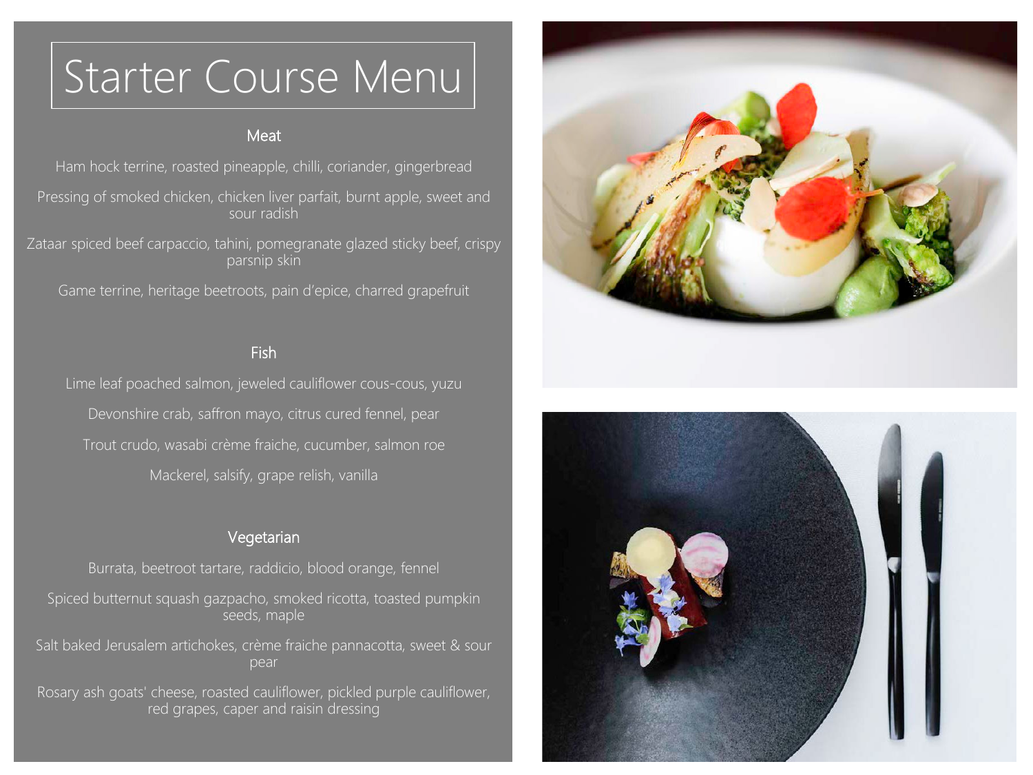# Starter Course Menu

## Meat

Ham hock terrine, roasted pineapple, chilli, coriander, gingerbread

Pressing of smoked chicken, chicken liver parfait, burnt apple, sweet and sour radish

Zataar spiced beef carpaccio, tahini, pomegranate glazed sticky beef, crispy parsnip skin

Game terrine, heritage beetroots, pain d'epice, charred grapefruit

## Fish

Lime leaf poached salmon, jeweled cauliflower cous-cous, yuzu

Devonshire crab, saffron mayo, citrus cured fennel, pear

Trout crudo, wasabi crème fraiche, cucumber, salmon roe

Mackerel, salsify, grape relish, vanilla

## Vegetarian

Burrata, beetroot tartare, raddicio, blood orange, fennel

Spiced butternut squash gazpacho, smoked ricotta, toasted pumpkin seeds, maple

Salt baked Jerusalem artichokes, crème fraiche pannacotta, sweet & sour pear

Rosary ash goats' cheese, roasted cauliflower, pickled purple cauliflower, red grapes, caper and raisin dressing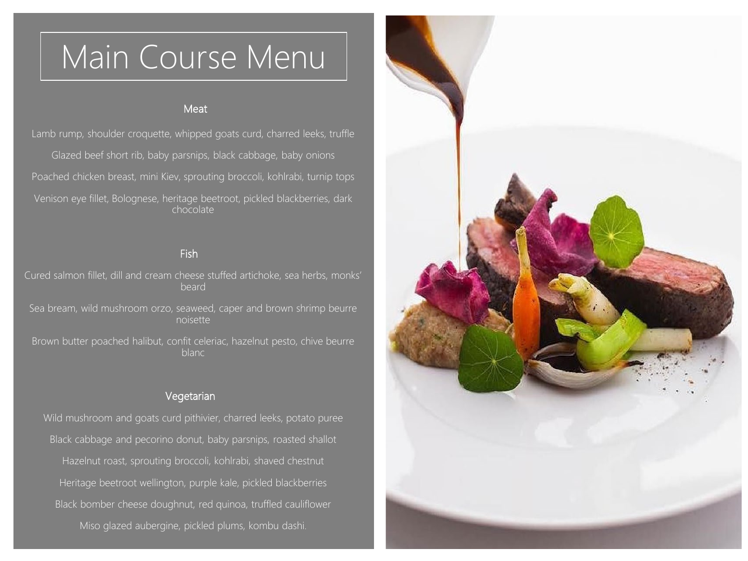# Main Course Menu

## Meat

Lamb rump, shoulder croquette, whipped goats curd, charred leeks, truffle

Glazed beef short rib, baby parsnips, black cabbage, baby onions

Poached chicken breast, mini Kiev, sprouting broccoli, kohlrabi, turnip tops

Venison eye fillet, Bolognese, heritage beetroot, pickled blackberries, dark chocolate

## Fish

Cured salmon fillet, dill and cream cheese stuffed artichoke, sea herbs, monks' beard

Sea bream, wild mushroom orzo, seaweed, caper and brown shrimp beurre noisette

Brown butter poached halibut, confit celeriac, hazelnut pesto, chive beurre blanc

## Vegetarian

Wild mushroom and goats curd pithivier, charred leeks, potato puree

Black cabbage and pecorino donut, baby parsnips, roasted shallot

Hazelnut roast, sprouting broccoli, kohlrabi, shaved chestnut

Heritage beetroot wellington, purple kale, pickled blackberries

Black bomber cheese doughnut, red quinoa, truffled cauliflower

Miso glazed aubergine, pickled plums, kombu dashi.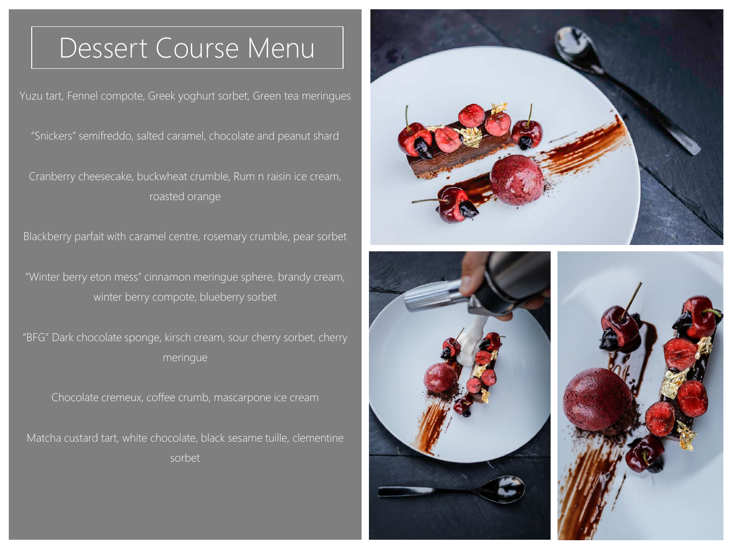# Dessert Course Menu

Yuzu tart, Fennel compote, Greek yoghurt sorbet, Green tea meringues

"Snickers" semifreddo, salted caramel, chocolate and peanut shard

Cranberry cheesecake, buckwheat crumble, Rum n raisin ice cream, roasted orange

Blackberry parfait with caramel centre, rosemary crumble, pear sorbet

"Winter berry eton mess" cinnamon meringue sphere, brandy cream, winter berry compote, blueberry sorbet

"BFG" Dark chocolate sponge, kirsch cream, sour cherry sorbet, cherry meringue

Chocolate cremeux, coffee crumb, mascarpone ice cream

Matcha custard tart, white chocolate, black sesame tuille, clementine sorbet